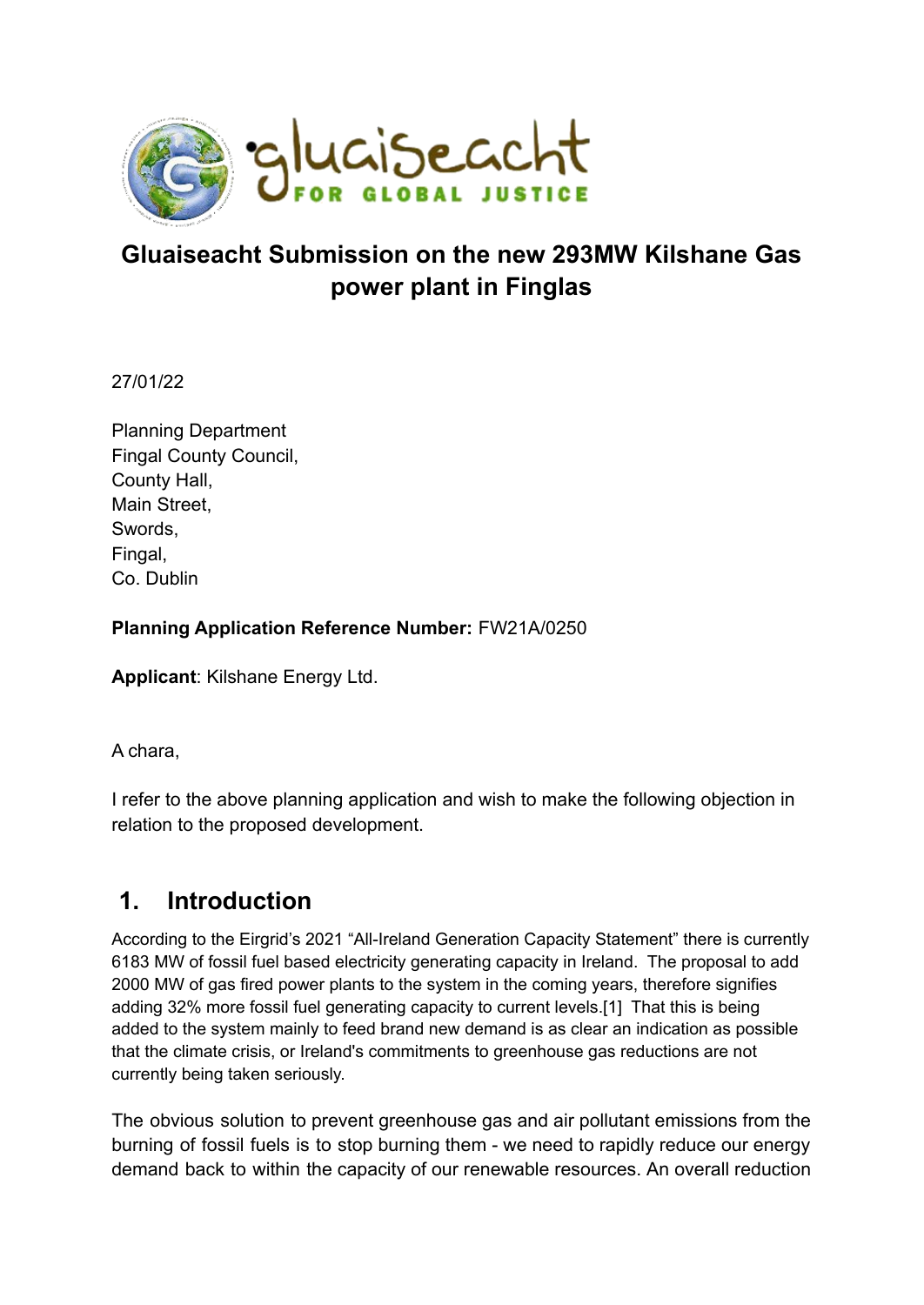gluaiseacht FOR GLOBAL JUSTICE

# Gluaiseacht Submission on the new 293MW Kilshane Gas power plant in Finglas

27/01/22

Planning Department
Fingal County Council,
County Hall,
Main Street,
Swords,
Fingal,
Co. Dublin

**Planning Application Reference Number:** FW21A/0250

**Applicant**: Kilshane Energy Ltd.

A chara,

I refer to the above planning application and wish to make the following objection in relation to the proposed development.

## 1. Introduction

According to the Eirgrid's 2021 "All-Ireland Generation Capacity Statement" there is currently 6183 MW of fossil fuel based electricity generating capacity in Ireland. The proposal to add 2000 MW of gas fired power plants to the system in the coming years, therefore signifies adding 32% more fossil fuel generating capacity to current levels.[1] That this is being added to the system mainly to feed brand new demand is as clear an indication as possible that the climate crisis, or Ireland's commitments to greenhouse gas reductions are not currently being taken seriously.

The obvious solution to prevent greenhouse gas and air pollutant emissions from the burning of fossil fuels is to stop burning them - we need to rapidly reduce our energy demand back to within the capacity of our renewable resources. An overall reduction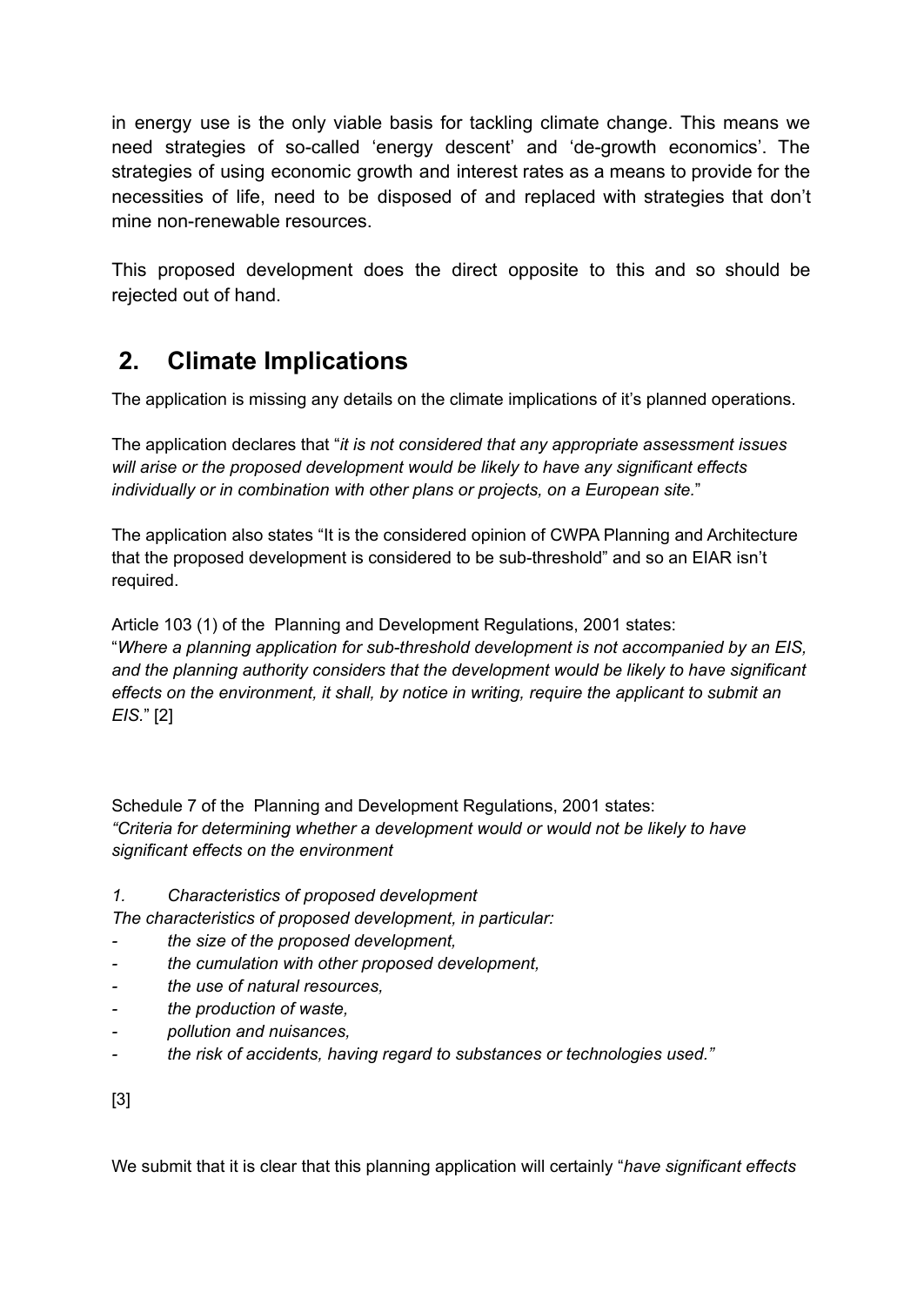in energy use is the only viable basis for tackling climate change. This means we need strategies of so-called 'energy descent' and 'de-growth economics'. The strategies of using economic growth and interest rates as a means to provide for the necessities of life, need to be disposed of and replaced with strategies that don't mine non-renewable resources.

This proposed development does the direct opposite to this and so should be rejected out of hand.

## 2. Climate Implications

The application is missing any details on the climate implications of it's planned operations.

The application declares that "*it is not considered that any appropriate assessment issues will arise or the proposed development would be likely to have any significant effects individually or in combination with other plans or projects, on a European site.*"

The application also states "It is the considered opinion of CWPA Planning and Architecture that the proposed development is considered to be sub-threshold" and so an EIAR isn't required.

Article 103 (1) of the Planning and Development Regulations, 2001 states:
"*Where a planning application for sub-threshold development is not accompanied by an EIS, and the planning authority considers that the development would be likely to have significant effects on the environment, it shall, by notice in writing, require the applicant to submit an EIS.*" [2]

Schedule 7 of the Planning and Development Regulations, 2001 states:
*"Criteria for determining whether a development would or would not be likely to have significant effects on the environment*

*1. Characteristics of proposed development*
*The characteristics of proposed development, in particular:*

- *the size of the proposed development,*
- *the cumulation with other proposed development,*
- *the use of natural resources,*
- *the production of waste,*
- *pollution and nuisances,*
- *the risk of accidents, having regard to substances or technologies used."*

[3]

We submit that it is clear that this planning application will certainly "*have significant effects*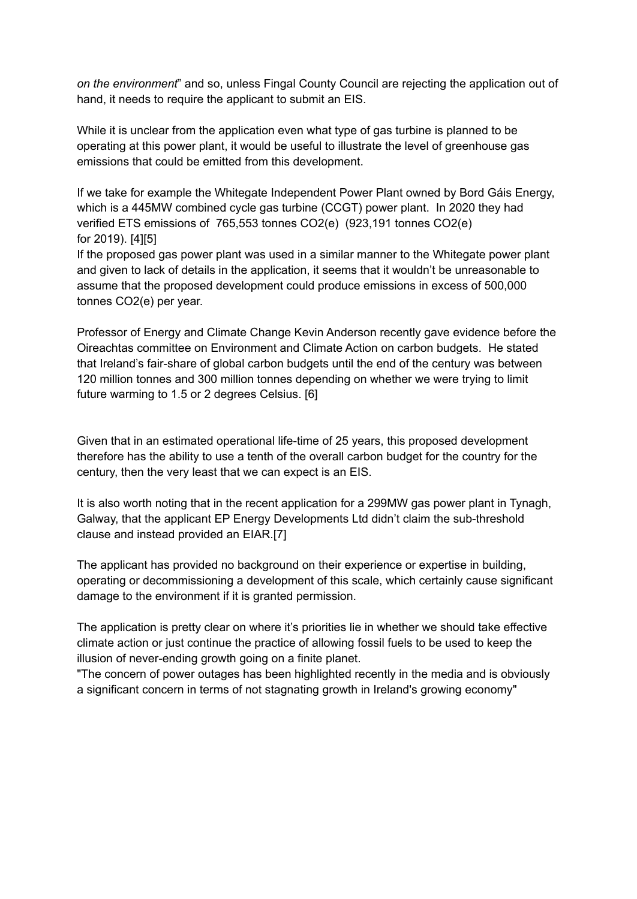*on the environment*" and so, unless Fingal County Council are rejecting the application out of hand, it needs to require the applicant to submit an EIS.

While it is unclear from the application even what type of gas turbine is planned to be operating at this power plant, it would be useful to illustrate the level of greenhouse gas emissions that could be emitted from this development.

If we take for example the Whitegate Independent Power Plant owned by Bord Gáis Energy, which is a 445MW combined cycle gas turbine (CCGT) power plant. In 2020 they had verified ETS emissions of 765,553 tonnes $CO_2$(e) (923,191 tonnes $CO_2$(e) for 2019). [4][5]
If the proposed gas power plant was used in a similar manner to the Whitegate power plant and given to lack of details in the application, it seems that it wouldn't be unreasonable to assume that the proposed development could produce emissions in excess of 500,000 tonnes $CO_2$(e) per year.

Professor of Energy and Climate Change Kevin Anderson recently gave evidence before the Oireachtas committee on Environment and Climate Action on carbon budgets. He stated that Ireland's fair-share of global carbon budgets until the end of the century was between 120 million tonnes and 300 million tonnes depending on whether we were trying to limit future warming to 1.5 or 2 degrees Celsius. [6]

Given that in an estimated operational life-time of 25 years, this proposed development therefore has the ability to use a tenth of the overall carbon budget for the country for the century, then the very least that we can expect is an EIS.

It is also worth noting that in the recent application for a 299MW gas power plant in Tynagh, Galway, that the applicant EP Energy Developments Ltd didn't claim the sub-threshold clause and instead provided an EIAR.[7]

The applicant has provided no background on their experience or expertise in building, operating or decommissioning a development of this scale, which certainly cause significant damage to the environment if it is granted permission.

The application is pretty clear on where it's priorities lie in whether we should take effective climate action or just continue the practice of allowing fossil fuels to be used to keep the illusion of never-ending growth going on a finite planet.
"The concern of power outages has been highlighted recently in the media and is obviously a significant concern in terms of not stagnating growth in Ireland's growing economy"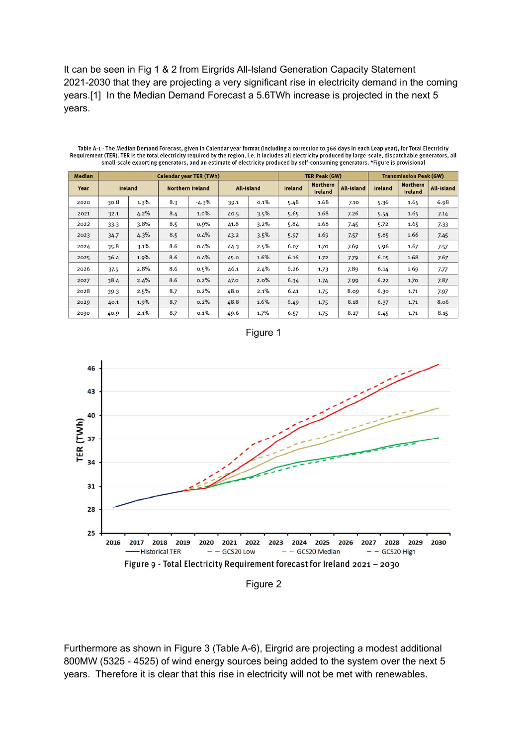It can be seen in Fig 1 & 2 from Eirgrids All-Island Generation Capacity Statement 2021-2030 that they are projecting a very significant rise in electricity demand in the coming years.[1] In the Median Demand Forecast a 5.6TWh increase is projected in the next 5 years.

Table A-1 - The Median Demand Forecast, given in Calendar year format (including a correction to 366 days in each Leap year), for Total Electricity Requirement (TER). TER is the total electricity required by the region, i.e. it includes all electricity produced by large-scale, dispatchable generators, all small-scale exporting generators, and an estimate of electricity produced by self-consuming generators. *Figure is provisional

| Median | Calendar year TER (TWh) | | | | | | TER Peak (GW) | | | Transmission Peak (GW) | | |
|---|---|---|---|---|---|---|---|---|---|---|---|---|
| Year | Ireland | | Northern Ireland | | All-Island | | Ireland | Northern Ireland | All-Island | Ireland | Northern Ireland | All-Island |
| 2020 | 30.8 | 1.3% | 8.3 | -4.3% | 39.1 | 0.1% | 5.48 | 1.68 | 7.10 | 5.36 | 1.65 | 6.98 |
| 2021 | 32.1 | 4.2% | 8.4 | 1.0% | 40.5 | 3.5% | 5.65 | 1.68 | 7.26 | 5.54 | 1.65 | 7.14 |
| 2022 | 33.3 | 3.8% | 8.5 | 0.9% | 41.8 | 3.2% | 5.84 | 1.68 | 7.45 | 5.72 | 1.65 | 7.33 |
| 2023 | 34.7 | 4.3% | 8.5 | 0.4% | 43.2 | 3.5% | 5.97 | 1.69 | 7.57 | 5.85 | 1.66 | 7.45 |
| 2024 | 35.8 | 3.1% | 8.6 | 0.4% | 44.3 | 2.5% | 6.07 | 1.70 | 7.69 | 5.96 | 1.67 | 7.57 |
| 2025 | 36.4 | 1.9% | 8.6 | 0.4% | 45.0 | 1.6% | 6.16 | 1.72 | 7.79 | 6.05 | 1.68 | 7.67 |
| 2026 | 37.5 | 2.8% | 8.6 | 0.5% | 46.1 | 2.4% | 6.26 | 1.73 | 7.89 | 6.14 | 1.69 | 7.77 |
| 2027 | 38.4 | 2.4% | 8.6 | 0.2% | 47.0 | 2.0% | 6.34 | 1.74 | 7.99 | 6.22 | 1.70 | 7.87 |
| 2028 | 39.3 | 2.5% | 8.7 | 0.2% | 48.0 | 2.1% | 6.41 | 1.75 | 8.09 | 6.30 | 1.71 | 7.97 |
| 2029 | 40.1 | 1.9% | 8.7 | 0.2% | 48.8 | 1.6% | 6.49 | 1.75 | 8.18 | 6.37 | 1.71 | 8.06 |
| 2030 | 40.9 | 2.1% | 8.7 | 0.1% | 49.6 | 1.7% | 6.57 | 1.75 | 8.27 | 6.45 | 1.71 | 8.15 |

Figure 1

Figure 9 - Total Electricity Requirement forecast for Ireland 2021 – 2030

Figure 2

Furthermore as shown in Figure 3 (Table A-6), Eirgrid are projecting a modest additional 800MW (5325 - 4525) of wind energy sources being added to the system over the next 5 years. Therefore it is clear that this rise in electricity will not be met with renewables.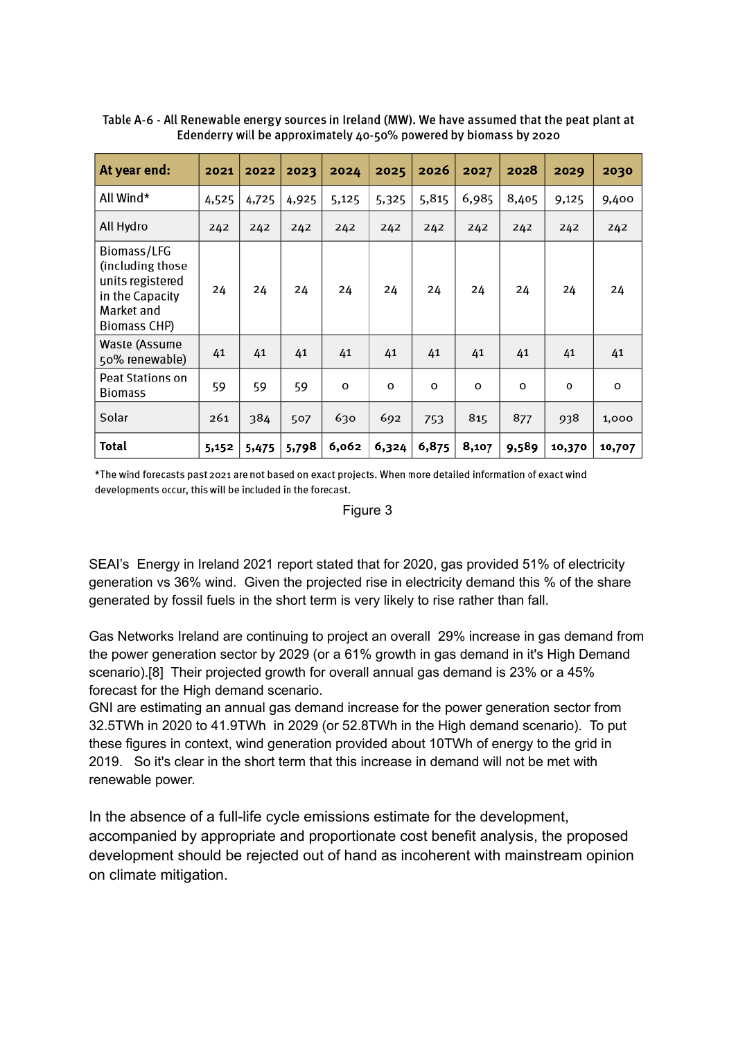Table A-6 - All Renewable energy sources in Ireland (MW). We have assumed that the peat plant at Edenderry will be approximately 40-50% powered by biomass by 2020

| At year end: | 2021 | 2022 | 2023 | 2024 | 2025 | 2026 | 2027 | 2028 | 2029 | 2030 |
|---|---|---|---|---|---|---|---|---|---|---|
| All Wind* | 4,525 | 4,725 | 4,925 | 5,125 | 5,325 | 5,815 | 6,985 | 8,405 | 9,125 | 9,400 |
| All Hydro | 242 | 242 | 242 | 242 | 242 | 242 | 242 | 242 | 242 | 242 |
| Biomass/LFG (including those units registered in the Capacity Market and Biomass CHP) | 24 | 24 | 24 | 24 | 24 | 24 | 24 | 24 | 24 | 24 |
| Waste (Assume 50% renewable) | 41 | 41 | 41 | 41 | 41 | 41 | 41 | 41 | 41 | 41 |
| Peat Stations on Biomass | 59 | 59 | 59 | 0 | 0 | 0 | 0 | 0 | 0 | 0 |
| Solar | 261 | 384 | 507 | 630 | 692 | 753 | 815 | 877 | 938 | 1,000 |
| **Total** | **5,152** | **5,475** | **5,798** | **6,062** | **6,324** | **6,875** | **8,107** | **9,589** | **10,370** | **10,707** |

*The wind forecasts past 2021 are not based on exact projects. When more detailed information of exact wind developments occur, this will be included in the forecast.

Figure 3

SEAI's Energy in Ireland 2021 report stated that for 2020, gas provided 51% of electricity generation vs 36% wind. Given the projected rise in electricity demand this % of the share generated by fossil fuels in the short term is very likely to rise rather than fall.

Gas Networks Ireland are continuing to project an overall 29% increase in gas demand from the power generation sector by 2029 (or a 61% growth in gas demand in it's High Demand scenario).[8] Their projected growth for overall annual gas demand is 23% or a 45% forecast for the High demand scenario.
GNI are estimating an annual gas demand increase for the power generation sector from 32.5TWh in 2020 to 41.9TWh in 2029 (or 52.8TWh in the High demand scenario). To put these figures in context, wind generation provided about 10TWh of energy to the grid in 2019. So it's clear in the short term that this increase in demand will not be met with renewable power.

In the absence of a full-life cycle emissions estimate for the development, accompanied by appropriate and proportionate cost benefit analysis, the proposed development should be rejected out of hand as incoherent with mainstream opinion on climate mitigation.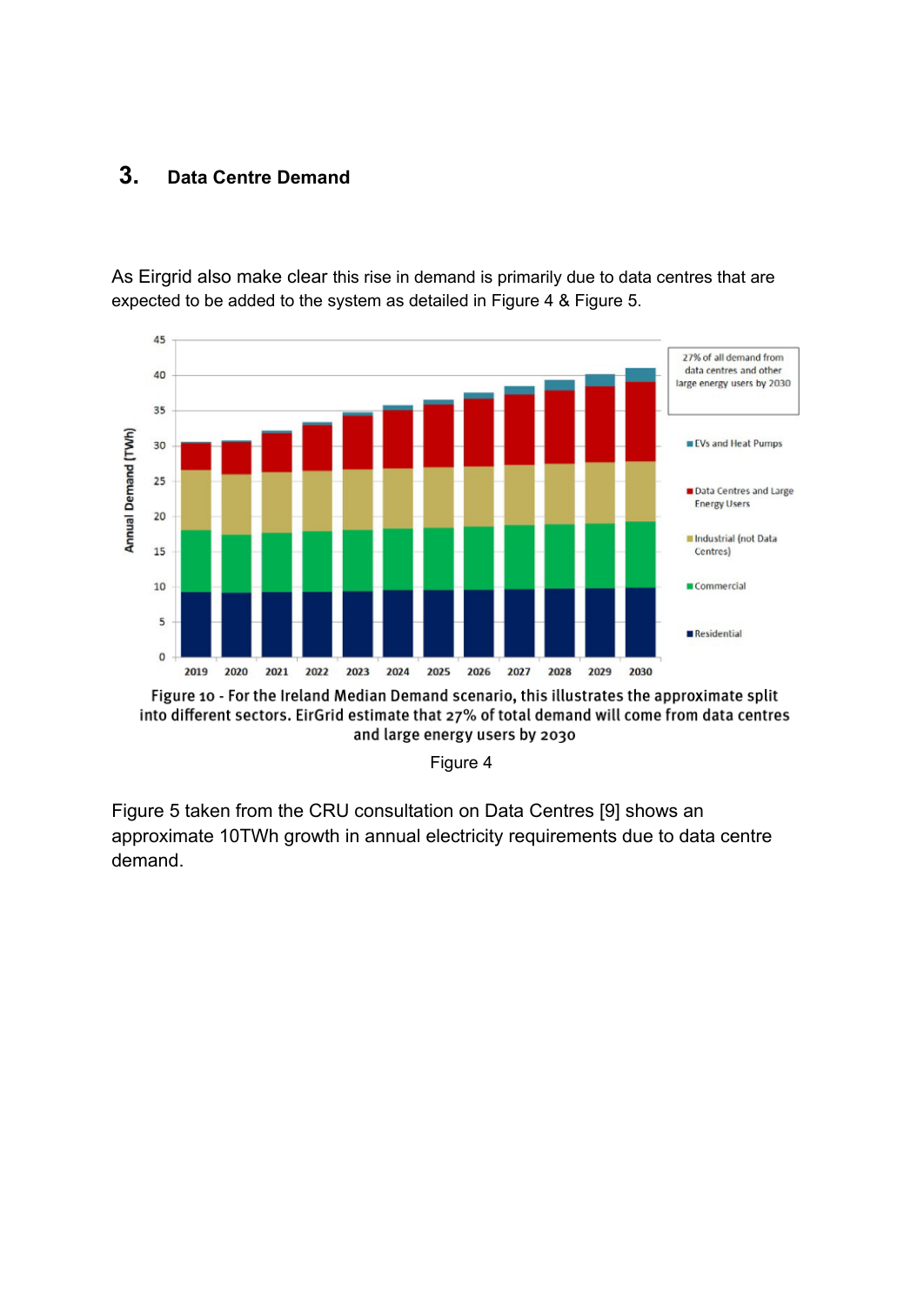## 3. Data Centre Demand

As Eirgrid also make clear this rise in demand is primarily due to data centres that are expected to be added to the system as detailed in Figure 4 & Figure 5.

Figure 10 - For the Ireland Median Demand scenario, this illustrates the approximate split into different sectors. EirGrid estimate that 27% of total demand will come from data centres and large energy users by 2030

Figure 4

Figure 5 taken from the CRU consultation on Data Centres [9] shows an approximate 10TWh growth in annual electricity requirements due to data centre demand.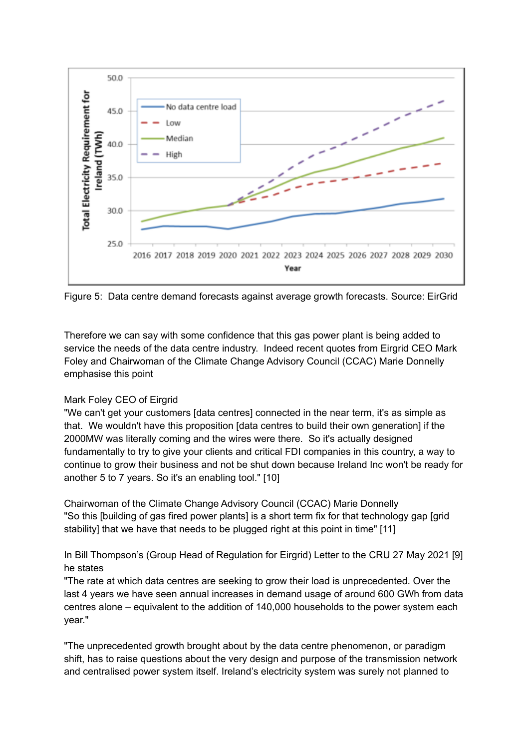Figure 5: Data centre demand forecasts against average growth forecasts. Source: EirGrid

Therefore we can say with some confidence that this gas power plant is being added to service the needs of the data centre industry. Indeed recent quotes from Eirgrid CEO Mark Foley and Chairwoman of the Climate Change Advisory Council (CCAC) Marie Donnelly emphasise this point

Mark Foley CEO of Eirgrid
"We can't get your customers [data centres] connected in the near term, it's as simple as that. We wouldn't have this proposition [data centres to build their own generation] if the 2000MW was literally coming and the wires were there. So it's actually designed fundamentally to try to give your clients and critical FDI companies in this country, a way to continue to grow their business and not be shut down because Ireland Inc won't be ready for another 5 to 7 years. So it's an enabling tool." [10]

Chairwoman of the Climate Change Advisory Council (CCAC) Marie Donnelly
"So this [building of gas fired power plants] is a short term fix for that technology gap [grid stability] that we have that needs to be plugged right at this point in time" [11]

In Bill Thompson's (Group Head of Regulation for Eirgrid) Letter to the CRU 27 May 2021 [9] he states
"The rate at which data centres are seeking to grow their load is unprecedented. Over the last 4 years we have seen annual increases in demand usage of around 600 GWh from data centres alone – equivalent to the addition of 140,000 households to the power system each year."

"The unprecedented growth brought about by the data centre phenomenon, or paradigm shift, has to raise questions about the very design and purpose of the transmission network and centralised power system itself. Ireland's electricity system was surely not planned to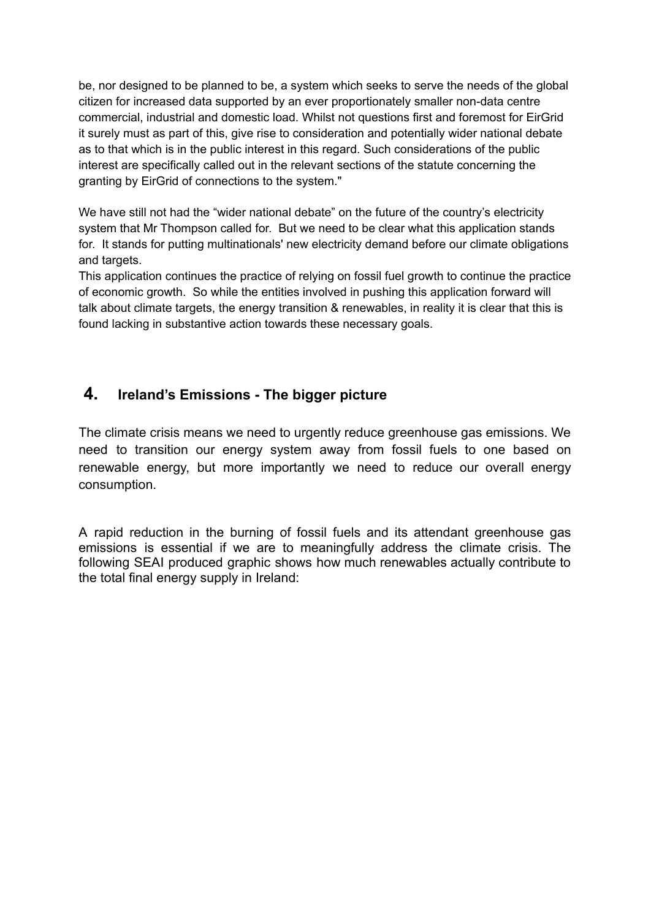be, nor designed to be planned to be, a system which seeks to serve the needs of the global citizen for increased data supported by an ever proportionately smaller non-data centre commercial, industrial and domestic load. Whilst not questions first and foremost for EirGrid it surely must as part of this, give rise to consideration and potentially wider national debate as to that which is in the public interest in this regard. Such considerations of the public interest are specifically called out in the relevant sections of the statute concerning the granting by EirGrid of connections to the system."

We have still not had the "wider national debate" on the future of the country's electricity system that Mr Thompson called for. But we need to be clear what this application stands for. It stands for putting multinationals' new electricity demand before our climate obligations and targets.
This application continues the practice of relying on fossil fuel growth to continue the practice of economic growth. So while the entities involved in pushing this application forward will talk about climate targets, the energy transition & renewables, in reality it is clear that this is found lacking in substantive action towards these necessary goals.

## 4. Ireland's Emissions - The bigger picture

The climate crisis means we need to urgently reduce greenhouse gas emissions. We need to transition our energy system away from fossil fuels to one based on renewable energy, but more importantly we need to reduce our overall energy consumption.

A rapid reduction in the burning of fossil fuels and its attendant greenhouse gas emissions is essential if we are to meaningfully address the climate crisis. The following SEAI produced graphic shows how much renewables actually contribute to the total final energy supply in Ireland: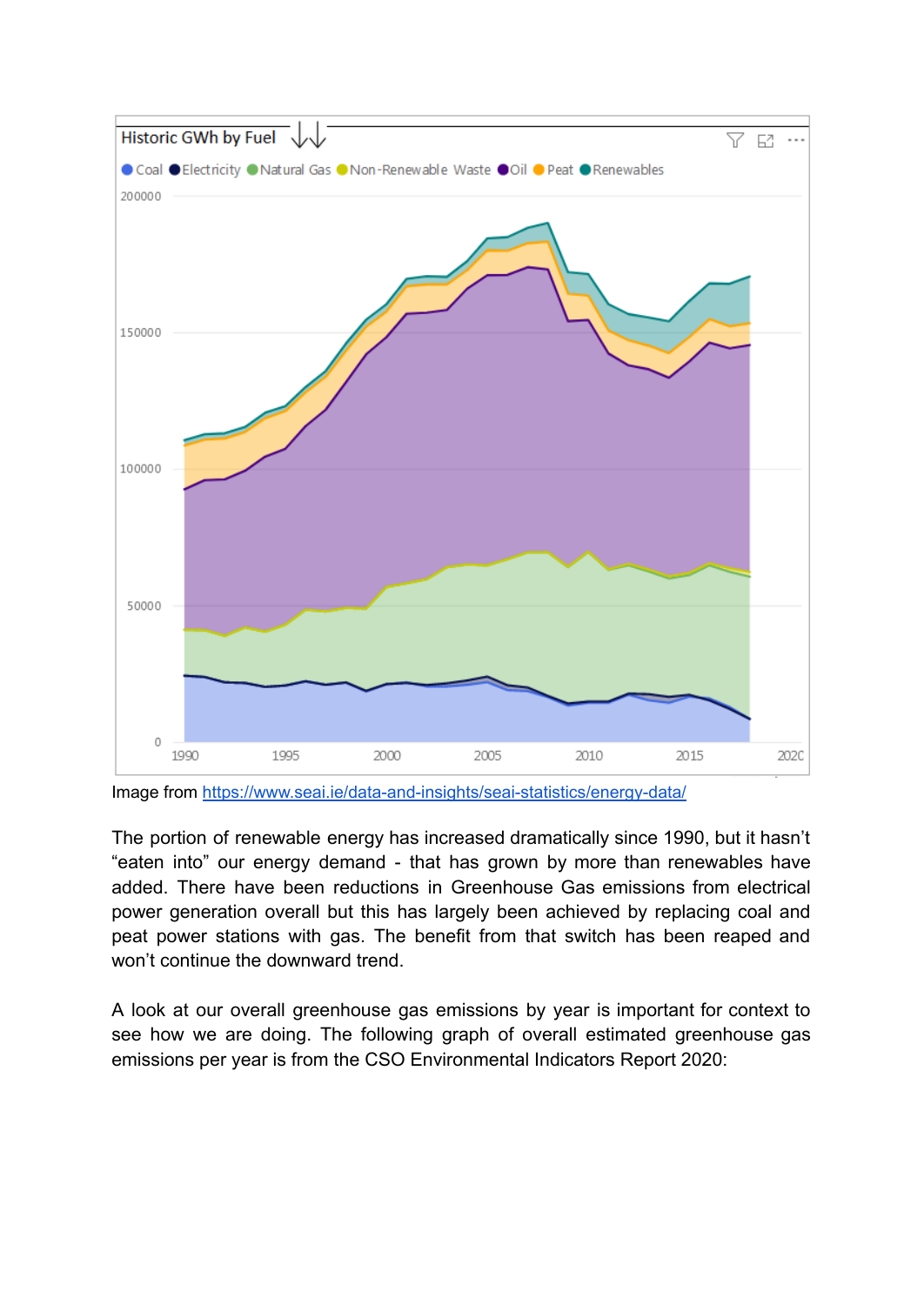Image from [https://www.seai.ie/data-and-insights/seai-statistics/energy-data/](https://www.seai.ie/data-and-insights/seai-statistics/energy-data/)

The portion of renewable energy has increased dramatically since 1990, but it hasn't "eaten into" our energy demand - that has grown by more than renewables have added. There have been reductions in Greenhouse Gas emissions from electrical power generation overall but this has largely been achieved by replacing coal and peat power stations with gas. The benefit from that switch has been reaped and won't continue the downward trend.

A look at our overall greenhouse gas emissions by year is important for context to see how we are doing. The following graph of overall estimated greenhouse gas emissions per year is from the CSO Environmental Indicators Report 2020: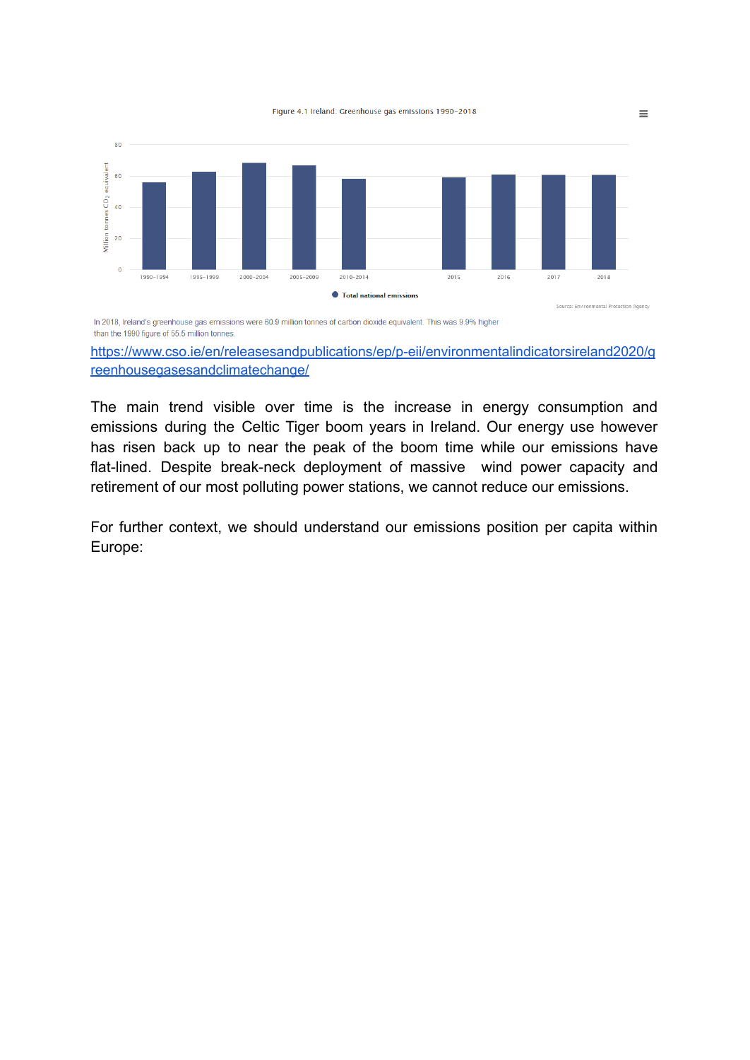Figure 4.1 Ireland: Greenhouse gas emissions 1990-2018

Source: Environmental Protection Agency

In 2018, Ireland's greenhouse gas emissions were 60.9 million tonnes of carbon dioxide equivalent. This was 9.9% higher than the 1990 figure of 55.5 million tonnes.

https://www.cso.ie/en/releasesandpublications/ep/p-eii/environmentalindicatorsireland2020/greenhousegasesandclimatechange/

The main trend visible over time is the increase in energy consumption and emissions during the Celtic Tiger boom years in Ireland. Our energy use however has risen back up to near the peak of the boom time while our emissions have flat-lined. Despite break-neck deployment of massive wind power capacity and retirement of our most polluting power stations, we cannot reduce our emissions.

For further context, we should understand our emissions position per capita within Europe: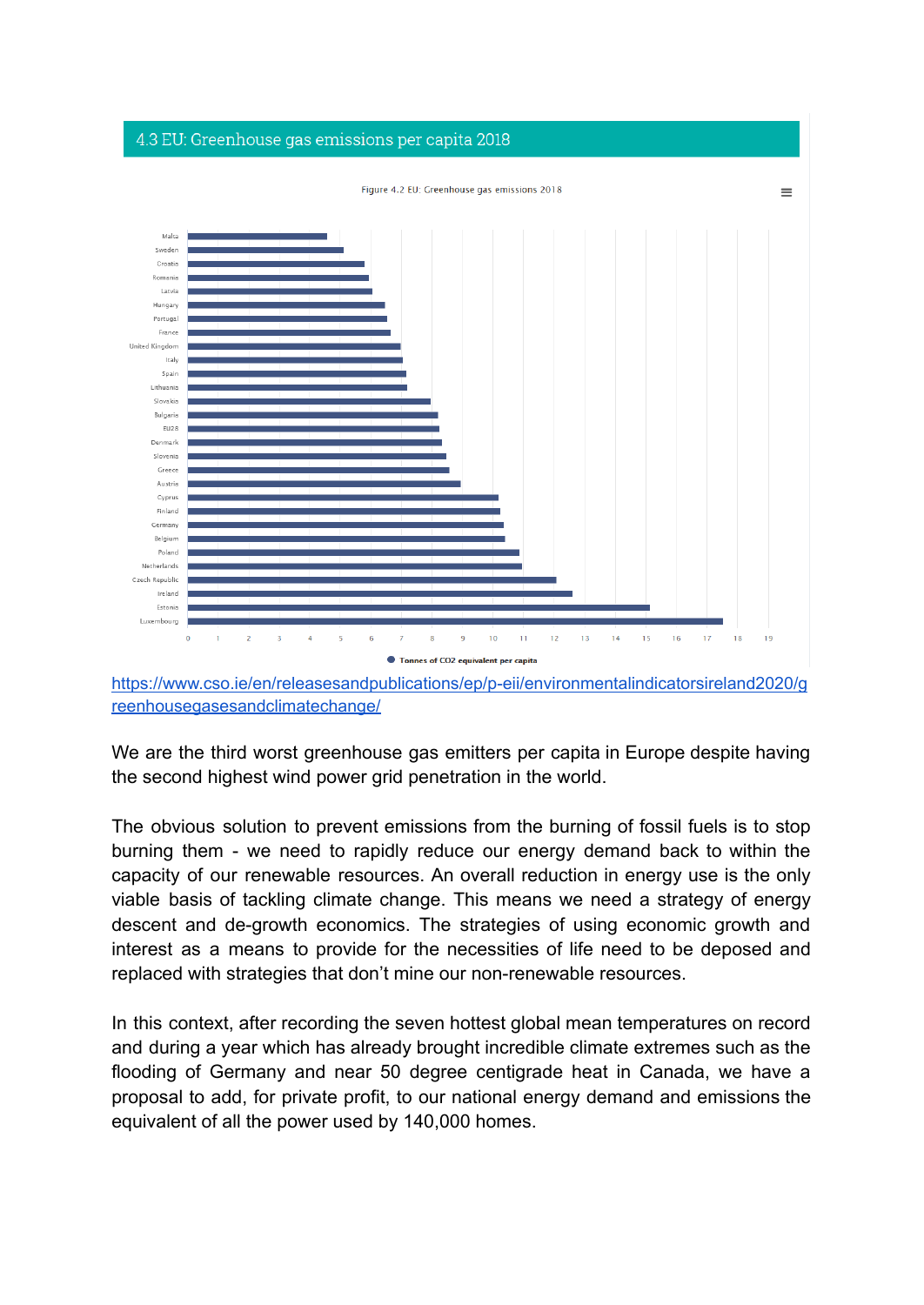4.3 EU: Greenhouse gas emissions per capita 2018

Figure 4.2 EU: Greenhouse gas emissions 2018

[https://www.cso.ie/en/releasesandpublications/ep/p-eii/environmentalindicatorsireland2020/greenhousegasesandclimatechange/](https://www.cso.ie/en/releasesandpublications/ep/p-eii/environmentalindicatorsireland2020/greenhousegasesandclimatechange/)

We are the third worst greenhouse gas emitters per capita in Europe despite having the second highest wind power grid penetration in the world.

The obvious solution to prevent emissions from the burning of fossil fuels is to stop burning them - we need to rapidly reduce our energy demand back to within the capacity of our renewable resources. An overall reduction in energy use is the only viable basis of tackling climate change. This means we need a strategy of energy descent and de-growth economics. The strategies of using economic growth and interest as a means to provide for the necessities of life need to be deposed and replaced with strategies that don't mine our non-renewable resources.

In this context, after recording the seven hottest global mean temperatures on record and during a year which has already brought incredible climate extremes such as the flooding of Germany and near 50 degree centigrade heat in Canada, we have a proposal to add, for private profit, to our national energy demand and emissions the equivalent of all the power used by 140,000 homes.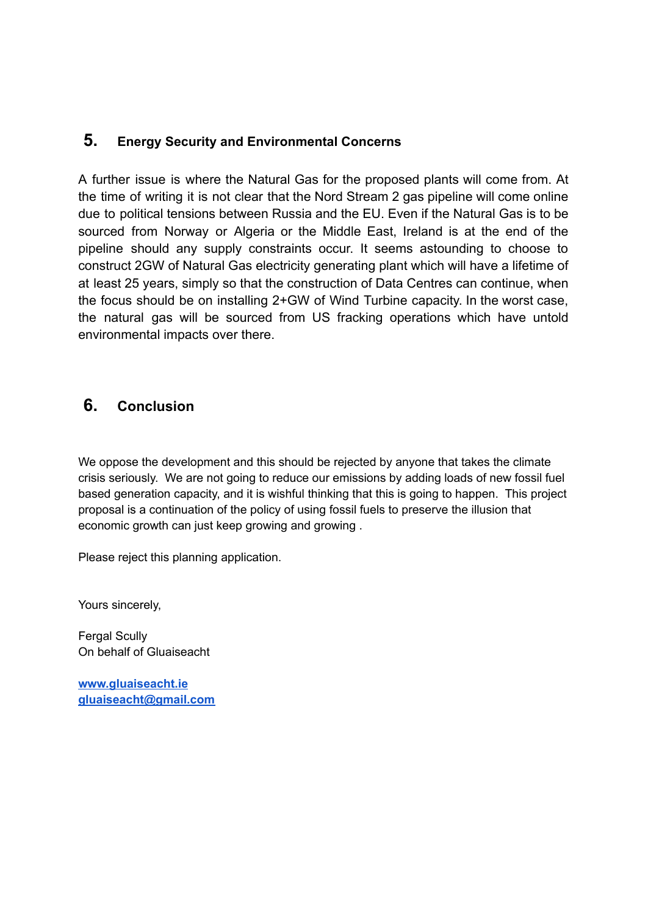## 5. Energy Security and Environmental Concerns

A further issue is where the Natural Gas for the proposed plants will come from. At the time of writing it is not clear that the Nord Stream 2 gas pipeline will come online due to political tensions between Russia and the EU. Even if the Natural Gas is to be sourced from Norway or Algeria or the Middle East, Ireland is at the end of the pipeline should any supply constraints occur. It seems astounding to choose to construct 2GW of Natural Gas electricity generating plant which will have a lifetime of at least 25 years, simply so that the construction of Data Centres can continue, when the focus should be on installing 2+GW of Wind Turbine capacity. In the worst case, the natural gas will be sourced from US fracking operations which have untold environmental impacts over there.

## 6. Conclusion

We oppose the development and this should be rejected by anyone that takes the climate crisis seriously. We are not going to reduce our emissions by adding loads of new fossil fuel based generation capacity, and it is wishful thinking that this is going to happen. This project proposal is a continuation of the policy of using fossil fuels to preserve the illusion that economic growth can just keep growing and growing .

Please reject this planning application.

Yours sincerely,

Fergal Scully
On behalf of Gluaiseacht

[www.gluaiseacht.ie](http://www.gluaiseacht.ie)
[gluaiseacht@gmail.com](mailto:gluaiseacht@gmail.com)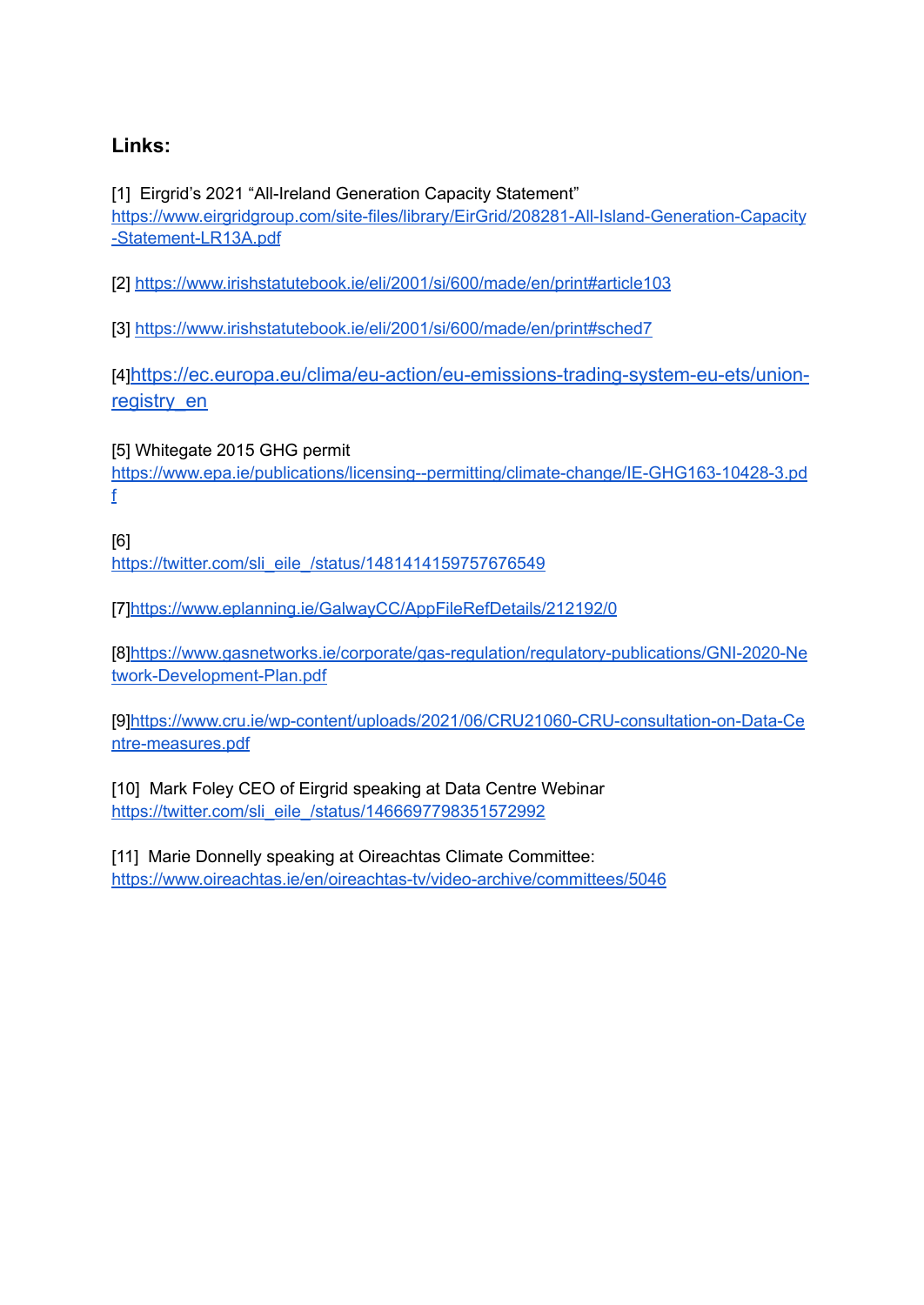## Links:

[1] Eirgrid's 2021 "All-Ireland Generation Capacity Statement" https://www.eirgridgroup.com/site-files/library/EirGrid/208281-All-Island-Generation-Capacity-Statement-LR13A.pdf

[2] https://www.irishstatutebook.ie/eli/2001/si/600/made/en/print#article103

[3] https://www.irishstatutebook.ie/eli/2001/si/600/made/en/print#sched7

[4]https://ec.europa.eu/clima/eu-action/eu-emissions-trading-system-eu-ets/union-registry_en

[5] Whitegate 2015 GHG permit https://www.epa.ie/publications/licensing--permitting/climate-change/IE-GHG163-10428-3.pdf

[6] https://twitter.com/sli_eile_/status/1481414159757676549

[7]https://www.eplanning.ie/GalwayCC/AppFileRefDetails/212192/0

[8]https://www.gasnetworks.ie/corporate/gas-regulation/regulatory-publications/GNI-2020-Network-Development-Plan.pdf

[9]https://www.cru.ie/wp-content/uploads/2021/06/CRU21060-CRU-consultation-on-Data-Centre-measures.pdf

[10] Mark Foley CEO of Eirgrid speaking at Data Centre Webinar https://twitter.com/sli_eile_/status/1466697798351572992

[11] Marie Donnelly speaking at Oireachtas Climate Committee: https://www.oireachtas.ie/en/oireachtas-tv/video-archive/committees/5046